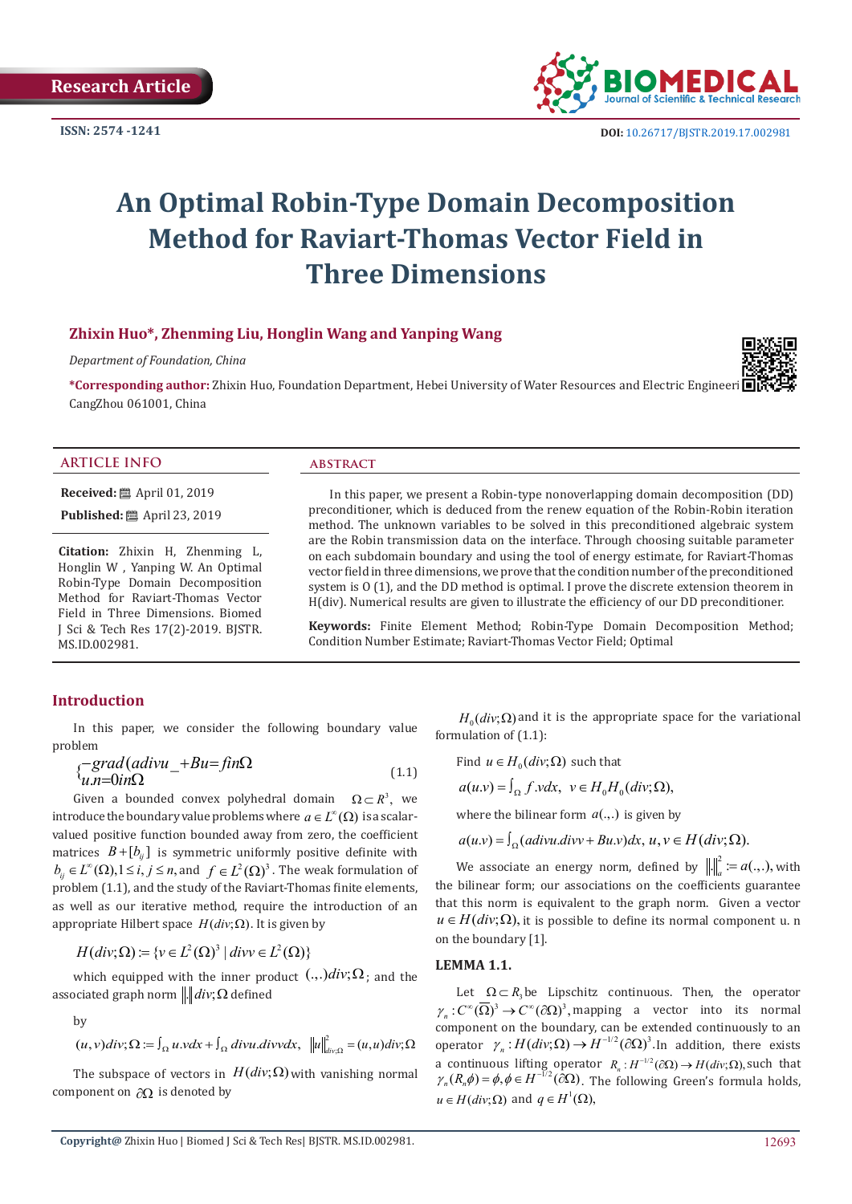Research Article

ISSN: 2574 -1241

DOI: 10.26717/BJSTR.2019.17.002981

# An Optimal Robin-Type Domain Decomposition Method for Raviart-Thomas Vector Field in Three Dimensions

**Zhixin Huo*, Zhenming Liu, Honglin Wang and Yanping Wang**

*Department of Foundation, China*

***Corresponding author:** Zhixin Huo, Foundation Department, Hebei University of Water Resources and Electric Engineeri CangZhou 061001, China

## ARTICLE INFO

**Received:** April 01, 2019

**Published:** April 23, 2019

**Citation:** Zhixin H, Zhenming L, Honglin W , Yanping W. An Optimal Robin-Type Domain Decomposition Method for Raviart-Thomas Vector Field in Three Dimensions. Biomed J Sci & Tech Res 17(2)-2019. BJSTR. MS.ID.002981.

## ABSTRACT

In this paper, we present a Robin-type nonoverlapping domain decomposition (DD) preconditioner, which is deduced from the renew equation of the Robin-Robin iteration method. The unknown variables to be solved in this preconditioned algebraic system are the Robin transmission data on the interface. Through choosing suitable parameter on each subdomain boundary and using the tool of energy estimate, for Raviart-Thomas vector field in three dimensions, we prove that the condition number of the preconditioned system is O (1), and the DD method is optimal. I prove the discrete extension theorem in H(div). Numerical results are given to illustrate the efficiency of our DD preconditioner.

**Keywords:** Finite Element Method; Robin-Type Domain Decomposition Method; Condition Number Estimate; Raviart-Thomas Vector Field; Optimal

## Introduction

In this paper, we consider the following boundary value problem

$$\begin{cases} -grad(adivu\_+Bu=f in\Omega \\ u.n=0 in\Omega \end{cases} \tag{1.1}$$

Given a bounded convex polyhedral domain $\Omega\subset R^3$, we introduce the boundary value problems where $a\in L^\infty(\Omega)$ is a scalar-valued positive function bounded away from zero, the coefficient matrices $B+[b_{ij}]$ is symmetric uniformly positive definite with $b_{ij}\in L^\infty(\Omega), 1\le i,j\le n$, and $f\in L^2(\Omega)^3$. The weak formulation of problem (1.1), and the study of the Raviart-Thomas finite elements, as well as our iterative method, require the introduction of an appropriate Hilbert space $H(div;\Omega)$. It is given by

$$H(div;\Omega):=\{v\in L^2(\Omega)^3 \mid divv\in L^2(\Omega)\}$$

which equipped with the inner product $(.,.)div;\Omega$; and the associated graph norm $\|.\| div;\Omega$ defined

by

$$(u,v)div;\Omega := \int_\Omega u.vdx + \int_\Omega divu.divvdx,\quad \|u\|^2_{div;\Omega} = (u,u)div;\Omega$$

The subspace of vectors in $H(div;\Omega)$ with vanishing normal component on $\partial\Omega$ is denoted by

$H_0(div;\Omega)$ and it is the appropriate space for the variational formulation of (1.1):

Find $u\in H_0(div;\Omega)$ such that

$$a(u.v)=\int_\Omega f.vdx,\quad v\in H_0H_0(div;\Omega),$$

where the bilinear form $a(.,.)$ is given by

$$a(u.v)=\int_\Omega (adivu.divv + Bu.v)dx,\ u,v\in H(div;\Omega).$$

We associate an energy norm, defined by $\|.\|^2_a := a(.,.)$, with the bilinear form; our associations on the coefficients guarantee that this norm is equivalent to the graph norm. Given a vector $u\in H(div;\Omega)$, it is possible to define its normal component u. n on the boundary [1].

**LEMMA 1.1.**

Let $\Omega\subset R_3$ be Lipschitz continuous. Then, the operator $\gamma_n : C^\infty(\overline{\Omega})^3\to C^\infty(\partial\Omega)^3$, mapping a vector into its normal component on the boundary, can be extended continuously to an operator $\gamma_n : H(div;\Omega)\to H^{-1/2}(\partial\Omega)^3$. In addition, there exists a continuous lifting operator $R_n : H^{-1/2}(\partial\Omega)\to H(div;\Omega)$, such that $\gamma_n(R_n\phi)=\phi, \phi\in H^{-1/2}(\partial\Omega)$. The following Green's formula holds, $u\in H(div;\Omega)$ and $q\in H^1(\Omega)$,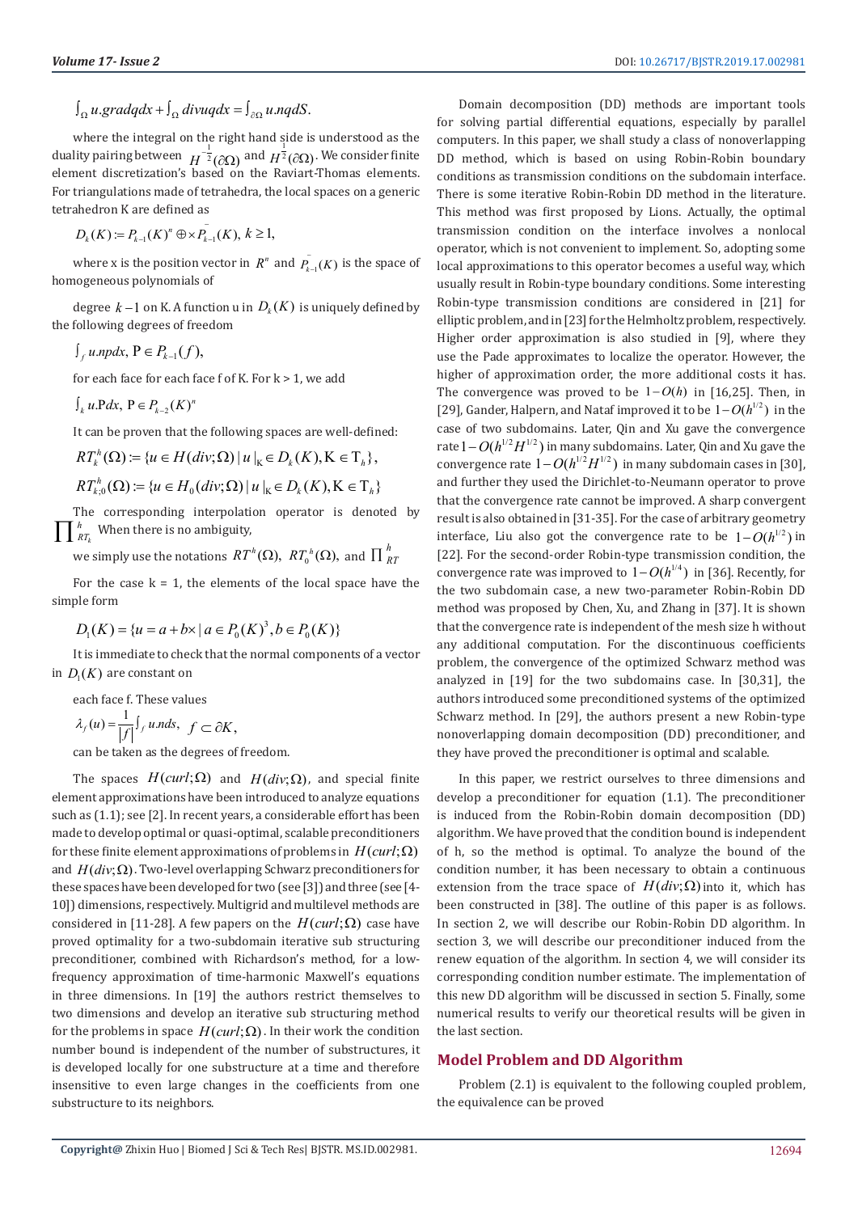$$\int_{\Omega} u.gradqdx + \int_{\Omega} divuqdx = \int_{\partial\Omega} u.nqdS.$$

where the integral on the right hand side is understood as the duality pairing between $H^{-\frac{1}{2}}(\partial\Omega)$ and $H^{\frac{1}{2}}(\partial\Omega)$. We consider finite element discretization's based on the Raviart-Thomas elements. For triangulations made of tetrahedra, the local spaces on a generic tetrahedron K are defined as

$$D_k(K) := P_{k-1}(K)^n \oplus x P_{k-1}^{-}(K),\ k \geq 1,$$

where x is the position vector in $R^n$ and $P_{k-1}^{-}(K)$ is the space of homogeneous polynomials of

degree $k-1$ on K. A function u in $D_k(K)$ is uniquely defined by the following degrees of freedom

$$\int_f u.npdx,\ \mathrm{P} \in P_{k-1}(f),$$

for each face for each face f of K. For k > 1, we add

$$\int_k u.\mathrm{P}dx,\ \mathrm{P} \in P_{k-2}(K)^n$$

It can be proven that the following spaces are well-defined:

$$RT_k^h(\Omega) := \{u \in H(div;\Omega) \mid u|_{\mathrm{K}} \in D_k(K), \mathrm{K} \in \mathrm{T}_h\},$$

$$RT_{k;0}^h(\Omega) := \{u \in H_0(div;\Omega) \mid u|_{\mathrm{K}} \in D_k(K), \mathrm{K} \in \mathrm{T}_h\}$$

The corresponding interpolation operator is denoted by $\prod_{RT_k}^h$ When there is no ambiguity,

we simply use the notations $RT^h(\Omega)$, $RT_0^h(\Omega)$, and $\prod_{RT}^h$

For the case k = 1, the elements of the local space have the simple form

$$D_1(K) = \{u = a + b \times \mid a \in P_0(K)^3, b \in P_0(K)\}$$

It is immediate to check that the normal components of a vector in $D_1(K)$ are constant on

each face f. These values

$$\lambda_f(u) = \frac{1}{|f|}\int_f u.nds,\ \ f \subset \partial K,$$

can be taken as the degrees of freedom.

The spaces $H(curl;\Omega)$ and $H(div;\Omega)$, and special finite element approximations have been introduced to analyze equations such as (1.1); see [2]. In recent years, a considerable effort has been made to develop optimal or quasi-optimal, scalable preconditioners for these finite element approximations of problems in $H(curl;\Omega)$ and $H(div;\Omega)$. Two-level overlapping Schwarz preconditioners for these spaces have been developed for two (see [3]) and three (see [4-10]) dimensions, respectively. Multigrid and multilevel methods are considered in [11-28]. A few papers on the $H(curl;\Omega)$ case have proved optimality for a two-subdomain iterative sub structuring preconditioner, combined with Richardson's method, for a low-frequency approximation of time-harmonic Maxwell's equations in three dimensions. In [19] the authors restrict themselves to two dimensions and develop an iterative sub structuring method for the problems in space $H(curl;\Omega)$. In their work the condition number bound is independent of the number of substructures, it is developed locally for one substructure at a time and therefore insensitive to even large changes in the coefficients from one substructure to its neighbors.

Domain decomposition (DD) methods are important tools for solving partial differential equations, especially by parallel computers. In this paper, we shall study a class of nonoverlapping DD method, which is based on using Robin-Robin boundary conditions as transmission conditions on the subdomain interface. There is some iterative Robin-Robin DD method in the literature. This method was first proposed by Lions. Actually, the optimal transmission condition on the interface involves a nonlocal operator, which is not convenient to implement. So, adopting some local approximations to this operator becomes a useful way, which usually result in Robin-type boundary conditions. Some interesting Robin-type transmission conditions are considered in [21] for elliptic problem, and in [23] for the Helmholtz problem, respectively. Higher order approximation is also studied in [9], where they use the Pade approximates to localize the operator. However, the higher of approximation order, the more additional costs it has. The convergence was proved to be $1-O(h)$ in [16,25]. Then, in [29], Gander, Halpern, and Nataf improved it to be $1-O(h^{1/2})$ in the case of two subdomains. Later, Qin and Xu gave the convergence rate $1-O(h^{1/2}H^{1/2})$ in many subdomains. Later, Qin and Xu gave the convergence rate $1-O(h^{1/2}H^{1/2})$ in many subdomain cases in [30], and further they used the Dirichlet-to-Neumann operator to prove that the convergence rate cannot be improved. A sharp convergent result is also obtained in [31-35]. For the case of arbitrary geometry interface, Liu also got the convergence rate to be $1-O(h^{1/2})$ in [22]. For the second-order Robin-type transmission condition, the convergence rate was improved to $1-O(h^{1/4})$ in [36]. Recently, for the two subdomain case, a new two-parameter Robin-Robin DD method was proposed by Chen, Xu, and Zhang in [37]. It is shown that the convergence rate is independent of the mesh size h without any additional computation. For the discontinuous coefficients problem, the convergence of the optimized Schwarz method was analyzed in [19] for the two subdomains case. In [30,31], the authors introduced some preconditioned systems of the optimized Schwarz method. In [29], the authors present a new Robin-type nonoverlapping domain decomposition (DD) preconditioner, and they have proved the preconditioner is optimal and scalable.

In this paper, we restrict ourselves to three dimensions and develop a preconditioner for equation (1.1). The preconditioner is induced from the Robin-Robin domain decomposition (DD) algorithm. We have proved that the condition bound is independent of h, so the method is optimal. To analyze the bound of the condition number, it has been necessary to obtain a continuous extension from the trace space of $H(div;\Omega)$ into it, which has been constructed in [38]. The outline of this paper is as follows. In section 2, we will describe our Robin-Robin DD algorithm. In section 3, we will describe our preconditioner induced from the renew equation of the algorithm. In section 4, we will consider its corresponding condition number estimate. The implementation of this new DD algorithm will be discussed in section 5. Finally, some numerical results to verify our theoretical results will be given in the last section.

## Model Problem and DD Algorithm

Problem (2.1) is equivalent to the following coupled problem, the equivalence can be proved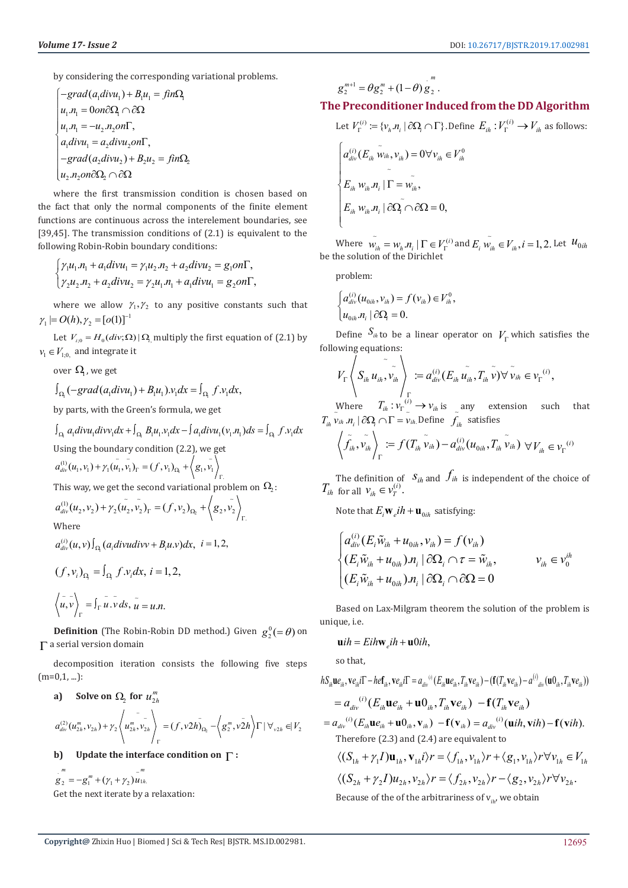by considering the corresponding variational problems.

$$\begin{cases} -grad(a_1 divu_1) + B_1 u_1 = f in \Omega_1 \\ u_1.n_1 = 0 on \partial\Omega_1 \cap \partial\Omega \\ u_1.n_1 = -u_2.n_2 on \Gamma, \\ a_1 divu_1 = a_2 divu_2 on \Gamma, \\ -grad(a_2 divu_2) + B_2 u_2 = f in \Omega_2 \\ u_2.n_2 on \partial\Omega_2 \cap \partial\Omega \end{cases}$$

where the first transmission condition is chosen based on the fact that only the normal components of the finite element functions are continuous across the interelement boundaries, see [39,45]. The transmission conditions of (2.1) is equivalent to the following Robin-Robin boundary conditions:

$$\begin{cases} \gamma_1 u_1.n_1 + a_1 divu_1 = \gamma_1 u_2.n_2 + a_2 divu_2 = g_1 on \Gamma, \\ \gamma_2 u_2.n_2 + a_2 divu_2 = \gamma_2 u_1.n_1 + a_1 divu_1 = g_2 on \Gamma, \end{cases}$$

where we allow $\gamma_1, \gamma_2$ to any positive constants such that $\gamma_1 \models O(h), \gamma_2 = [o(1)]^{-1}$

Let $V_{i;0} = H_0(div;\Omega) | \Omega_i$ multiply the first equation of (2.1) by $v_1 \in V_{1;0,}$ and integrate it

over $\Omega_1$, we get

$$\int_{\Omega_1} (-grad(a_1 divu_1) + B_1 u_1).v_1 dx = \int_{\Omega_1} f.v_1 dx,$$

by parts, with the Green's formula, we get

$$\int_{\Omega_1} a_1 divu_1 divv_1 dx + \int_{\Omega_1} B_1 u_1.v_1 dx - \int a_1 divu_1 (v_1.n_1) ds = \int_{\Omega_1} f.v_1 dx$$

Using the boundary condition (2.2), we get

$$a_{div}^{(1)}(u_1, v_1) + \gamma_1 (\bar{u}_1, \bar{v}_1)_\Gamma = (f, v_1)_{\Omega_1} + \left\langle g_1, \bar{v}_1 \right\rangle_{\Gamma.}$$

This way, we get the second variational problem on $\Omega_2$:

$$a_{div}^{(1)}(u_2, v_2) + \gamma_2 (\bar{u}_2, \bar{v}_2)_\Gamma = (f, v_2)_{\Omega_2} + \left\langle g_2, \bar{v}_2 \right\rangle_{\Gamma.}$$

Where

$$a_{div}^{(i)}(u, v) \int_{\Omega_i} (a_i divu divv + B_i u.v) dx, \quad i = 1, 2,$$

$$(f, v_i)_{\Omega_i} = \int_{\Omega_i} f.v_i dx, \; i = 1, 2,$$

$$\left\langle \bar{u}, \bar{v} \right\rangle_\Gamma = \int_\Gamma \bar{u}.\bar{v} ds, \; \bar{u} = u.n.$$

**Definition** (The Robin-Robin DD method.) Given $g_2^0 (= \theta)$ on $\Gamma$ a serial version domain

decomposition iteration consists the following five steps (m=0,1, ...):

**a) Solve on $\Omega_2$ for $u_{2h}^m$**

$$a_{div}^{(2)}(u_{2h}^m, v_{2h}) + \gamma_2 \left\langle \bar{u}_{2h}^m, \bar{v}_{2h} \right\rangle_\Gamma = (f, v2h)_{\Omega_2} - \left\langle \bar{g}_2^m, \bar{v2h} \right\rangle \Gamma \,|\, \forall_{v2h} \in| V_2$$

**b) Update the interface condition on $\Gamma$:**

$$\bar{g}_2^m = -g_1^m + (\gamma_1 + \gamma_2) \bar{u}_{1h.}^m$$

Get the next iterate by a relaxation:

$$g_2^{m+1} = \theta g_2^m + (1-\theta) \dot{g}_2^m.$$

## The Preconditioner Induced from the DD Algorithm

Let $V_\Gamma^{(i)} := \{v_h.n_i \,|\, \partial\Omega_i \cap \Gamma\}$. Define $E_{ih} : V_\Gamma^{(i)} \to V_{ih}$ as follows:

$$\begin{cases} a_{div}^{(i)}(E_{ih}\tilde{w}_{ih}, v_{ih}) = 0 \forall v_{ih} \in V_{ih}^0 \\ E_{ih}\tilde{w}_{ih}.n_i \,|\, \Gamma = \tilde{w}_{ih}, \\ E_{ih}\tilde{w}_{ih}.n_i \,|\, \partial\tilde{\Omega}_i \cap \partial\Omega = 0, \end{cases}$$

Where $\tilde{w}_{ih} = w_h.n_i \,|\, \Gamma \in V_\Gamma^{(i)}$ and $E_i \tilde{w}_{ih} \in V_{ih}, i = 1, 2.$ Let $u_{0ih}$ be the solution of the Dirichlet

problem:

$$\begin{cases} a_{div}^{(i)}(u_{0ih}, v_{ih}) = f(v_{ih}) \in V_{ih}^0, \\ u_{0ih}.n_i \,|\, \partial\Omega_i = 0. \end{cases}$$

Define $S_{ih}$ to be a linear operator on $V_\Gamma$ which satisfies the following equations:

$$V_\Gamma \left\langle S_{ih}\tilde{u}_{ih}, \tilde{v}_{ih} \right\rangle_\Gamma := a_{div}^{(i)}(E_{ih}\tilde{u}_{ih}, T_{ih}\tilde{v}) \forall \tilde{v}_{ih} \in v_\Gamma^{(i)},$$

Where $T_{ih} : v_\Gamma^{(i)} \to v_{ih}$ is any extension such that $T_{ih}\bar{v}_{ih}.n_i \,|\, \partial\Omega_i \cap \Gamma = \bar{v}_{ih.}$ Define $\tilde{f}_{ih}$ satisfies

$$\left\langle \tilde{f}_{ih}, \tilde{v}_{ih} \right\rangle_\Gamma := f(T_{ih}\tilde{v}_{ih}) - a_{div}^{(i)}(u_{0ih}, T_{ih}\tilde{v}_{ih}) \;\; \forall V_{ih} \in v_\Gamma^{(i)}$$

The definition of $s_{ih}$ and $f_{ih}$ is independent of the choice of $T_{ih}$ for all $v_{ih} \in v_T^{(i)}$.

Note that $E_i \mathbf{w}_e ih + \mathbf{u}_{0ih}$ satisfying:

$$\begin{cases} a_{div}^{(i)}(E_i\tilde{w}_{ih} + u_{0ih}, v_{ih}) = f(v_{ih}) \\ (E_i\tilde{w}_{ih} + u_{0ih}).n_i \,|\, \partial\Omega_i \cap \tau = \tilde{w}_{ih}, \\ (E_i\tilde{w}_{ih} + u_{0ih}).n_i \,|\, \partial\Omega_i \cap \partial\Omega = 0 \end{cases} \qquad v_{ih} \in v_0^{ih}$$

Based on Lax-Milgram theorem the solution of the problem is unique, i.e.

$$\mathbf{u}ih = Eih\mathbf{w}_e ih + \mathbf{u}0ih,$$

so that,

$$hS_{ih}\mathbf{u}e_{ih}, \mathbf{v}e_{ih}i\Gamma - he\mathbf{f}_{ih}, \mathbf{v}e_{ih}i\Gamma = a_{div}{}^{(i)}(E_{ih}\mathbf{u}e_{ih}, T_{ih}\mathbf{v}e_{ih}) - (\mathbf{f}(T_{ih}\mathbf{v}e_{ih}) - a^{(i)}{}_{div}(\mathbf{u}0_{ih}, T_{ih}\mathbf{v}e_{ih}))$$

$$= a_{div}{}^{(i)}(E_{ih}\mathbf{u}e_{ih} + \mathbf{u}0_{ih}, T_{ih}\mathbf{v}e_{ih}) \; - \mathbf{f}(T_{ih}\mathbf{v}e_{ih})$$

$$= a_{div}{}^{(i)}(E_{ih}\mathbf{u}e_{ih} + \mathbf{u}0_{ih}, \mathbf{v}_{ih}) \; - \mathbf{f}(\mathbf{v}_{ih}) = a_{div}{}^{(i)}(\mathbf{u}ih, \mathbf{v}ih) - \mathbf{f}(\mathbf{v}ih).$$

Therefore (2.3) and (2.4) are equivalent to

$$\langle (S_{1h} + \gamma_1 I)\mathbf{u}_{1h}, \mathbf{v}_{1h} i \rangle r = \langle f_{1h}, v_{1h} \rangle r + \langle g_1, v_{1h} \rangle r \forall v_{1h} \in V_{1h}$$

$$\langle (S_{2h} + \gamma_2 I)u_{2h}, \mathbf{v}_{2h} \rangle r = \langle f_{2h}, v_{2h} \rangle r - \langle g_2, v_{2h} \rangle r \forall v_{2h}.$$

Because of the of the arbitrariness of $v_{ih}$, we obtain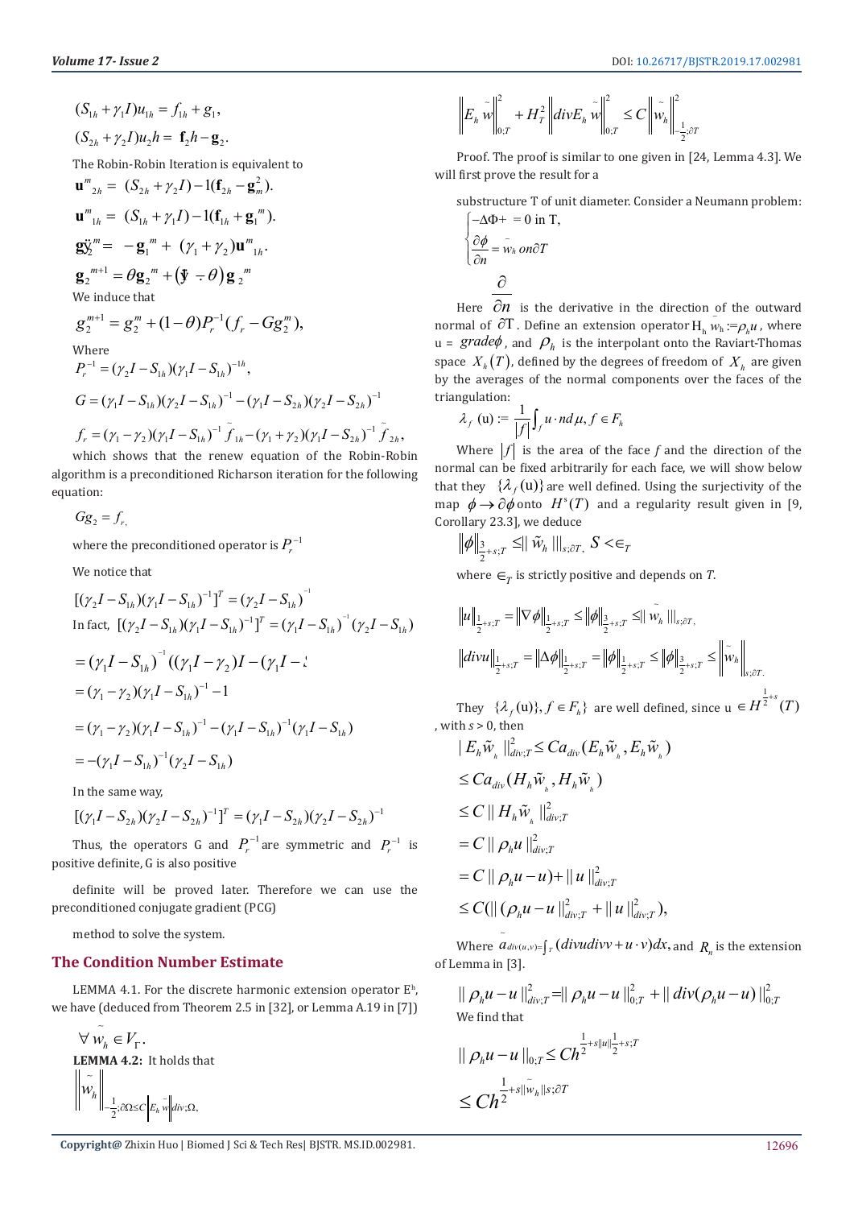$$(S_{1h} + \gamma_1 I)u_{1h} = f_{1h} + g_1,$$

$$(S_{2h} + \gamma_2 I)u_2 h = \mathbf{f}_2 h - \mathbf{g}_2.$$

The Robin-Robin Iteration is equivalent to

$$\mathbf{u}^m{}_{2h} = (S_{2h} + \gamma_2 I) - 1(\mathbf{f}_{2h} - \mathbf{g}_m^2).$$

$$\mathbf{u}^m{}_{1h} = (S_{1h} + \gamma_1 I) - 1(\mathbf{f}_{1h} + \mathbf{g}_1{}^m).$$

$$\ddot{\mathbf{g}}_2^m = -\mathbf{g}_1{}^m + (\gamma_1 + \gamma_2)\mathbf{u}^m{}_{1h}.$$

$$\mathbf{g}_2{}^{m+1} = \theta \mathbf{g}_2{}^m + (\ddot{\mathbf{y}} - \theta)\mathbf{g}_2{}^m$$

We induce that

$$g_2^{m+1} = g_2^m + (1-\theta)P_r^{-1}(f_r - Gg_2^m),$$

Where

$$P_r^{-1} = (\gamma_2 I - S_{1h})(\gamma_1 I - S_{1h})^{-1h},$$

$$G = (\gamma_1 I - S_{1h})(\gamma_2 I - S_{1h})^{-1} - (\gamma_1 I - S_{2h})(\gamma_2 I - S_{2h})^{-1}$$

$$f_r = (\gamma_1 - \gamma_2)(\gamma_1 I - S_{1h})^{-1}\tilde{f}_{1h} - (\gamma_1 + \gamma_2)(\gamma_1 I - S_{2h})^{-1}\tilde{f}_{2h},$$

which shows that the renew equation of the Robin-Robin algorithm is a preconditioned Richarson iteration for the following equation:

$$Gg_2 = f_r,$$

where the preconditioned operator is $P_r^{-1}$

We notice that

$$[(\gamma_2 I - S_{1h})(\gamma_1 I - S_{1h})^{-1}]^T = (\gamma_2 I - S_{1h})^{-1}$$

In fact, $[(\gamma_2 I - S_{1h})(\gamma_1 I - S_{1h})^{-1}]^T = (\gamma_1 I - S_{1h})^{-1}(\gamma_2 I - S_{1h})$

$$= (\gamma_1 I - S_{1h})^{-1}((\gamma_1 I - \gamma_2)I - (\gamma_1 I - S$$

$$= (\gamma_1 - \gamma_2)(\gamma_1 I - S_{1h})^{-1} - 1$$

$$= (\gamma_1 - \gamma_2)(\gamma_1 I - S_{1h})^{-1} - (\gamma_1 I - S_{1h})^{-1}(\gamma_1 I - S_{1h})$$

$$= -(\gamma_1 I - S_{1h})^{-1}(\gamma_2 I - S_{1h})$$

In the same way,

$$[(\gamma_1 I - S_{2h})(\gamma_2 I - S_{2h})^{-1}]^T = (\gamma_1 I - S_{2h})(\gamma_2 I - S_{2h})^{-1}$$

Thus, the operators G and $P_r^{-1}$ are symmetric and $P_r^{-1}$ is positive definite, G is also positive

definite will be proved later. Therefore we can use the preconditioned conjugate gradient (PCG)

method to solve the system.

## The Condition Number Estimate

LEMMA 4.1. For the discrete harmonic extension operator $E^h$, we have (deduced from Theorem 2.5 in [32], or Lemma A.19 in [7])

$$\forall \tilde{w}_h \in V_\Gamma.$$

**LEMMA 4.2:** It holds that

$$\left\|\tilde{w}_h\right\|_{-\frac{1}{2};\partial\Omega} \le C\left\|E_h \tilde{w}\right\|_{div;\Omega},$$

$$\left\|E_h \tilde{w}\right\|_{0;T}^2 + H_T^2\left\|divE_h \tilde{w}\right\|_{0;T}^2 \le C\left\|\tilde{w}_h\right\|_{-\frac{1}{2};\partial T}^2$$

Proof. The proof is similar to one given in [24, Lemma 4.3]. We will first prove the result for a

substructure T of unit diameter. Consider a Neumann problem:

$$\begin{cases} -\Delta\Phi + = 0 \text{ in T}, \\ \dfrac{\partial\phi}{\partial n} = \bar{w}_h \; on \partial T \end{cases}$$

Here $\frac{\partial}{\partial n}$ is the derivative in the direction of the outward normal of $\partial T$. Define an extension operator $H_h \bar{w}_h := \rho_h u$, where u = $grade\phi$, and $\rho_h$ is the interpolant onto the Raviart-Thomas space $X_h(T)$, defined by the degrees of freedom of $X_h$ are given by the averages of the normal components over the faces of the triangulation:

$$\lambda_f(\mathrm{u}) := \frac{1}{|f|}\int_f u \cdot n d\mu, f \in F_h$$

Where $|f|$ is the area of the face $f$ and the direction of the normal can be fixed arbitrarily for each face, we will show below that they $\{\lambda_f(\mathrm{u})\}$ are well defined. Using the surjectivity of the map $\phi \to \partial\phi$ onto $H^s(T)$ and a regularity result given in [9, Corollary 23.3], we deduce

$$\|\phi\|_{\frac{3}{2}+s;T} \le \|\tilde{w}_h\|_{s;\partial T}, \; S < \in_T$$

where $\in_T$ is strictly positive and depends on $T$.

$$\|u\|_{\frac{1}{2}+s;T} = \|\nabla\phi\|_{\frac{1}{2}+s;T} \le \|\phi\|_{\frac{3}{2}+s;T} \le \|\tilde{w}_h\|_{s;\partial T},$$

$$\|divu\|_{\frac{1}{2}+s;T} = \|\Delta\phi\|_{\frac{1}{2}+s;T} = \|\phi\|_{\frac{1}{2}+s;T} \le \|\phi\|_{\frac{3}{2}+s;T} \le \left\|\tilde{w}_h\right\|_{s;\partial T.}$$

They $\{\lambda_f(\mathrm{u})\}, f \in F_h\}$ are well defined, since u $\in H^{\frac{1}{2}+s}(T)$, with $s > 0$, then

$$|E_h\tilde{w}_h\|_{div;T}^2 \le Ca_{div}(E_h\tilde{w}_h, E_h\tilde{w}_h)$$

$$\le Ca_{div}(H_h\tilde{w}_h, H_h\tilde{w}_h)$$

$$\le C\|H_h\tilde{w}_h\|_{div;T}^2$$

$$= C\|\rho_h u\|_{div;T}^2$$

$$= C\|\rho_h u - u) + \|u\|_{div;T}^2$$

$$\le C(\|(\rho_h u - u\|_{div;T}^2 + \|u\|_{div;T}^2),$$

Where $\tilde{a}_{div(u,v)=}\int_T(divudivv + u\cdot v)dx$, and $R_n$ is the extension of Lemma in [3].

$$\|\rho_h u - u\|_{div;T}^2 = \|\rho_h u - u\|_{0;T}^2 + \|div(\rho_h u - u)\|_{0;T}^2$$

We find that

$$\|\rho_h u - u\|_{0;T} \le Ch^{\frac{1}{2}+s\|u\|\frac{1}{2}+s;T}$$

$$\le Ch^{\frac{1}{2}+s\|\tilde{w}_h\|s;\partial T}$$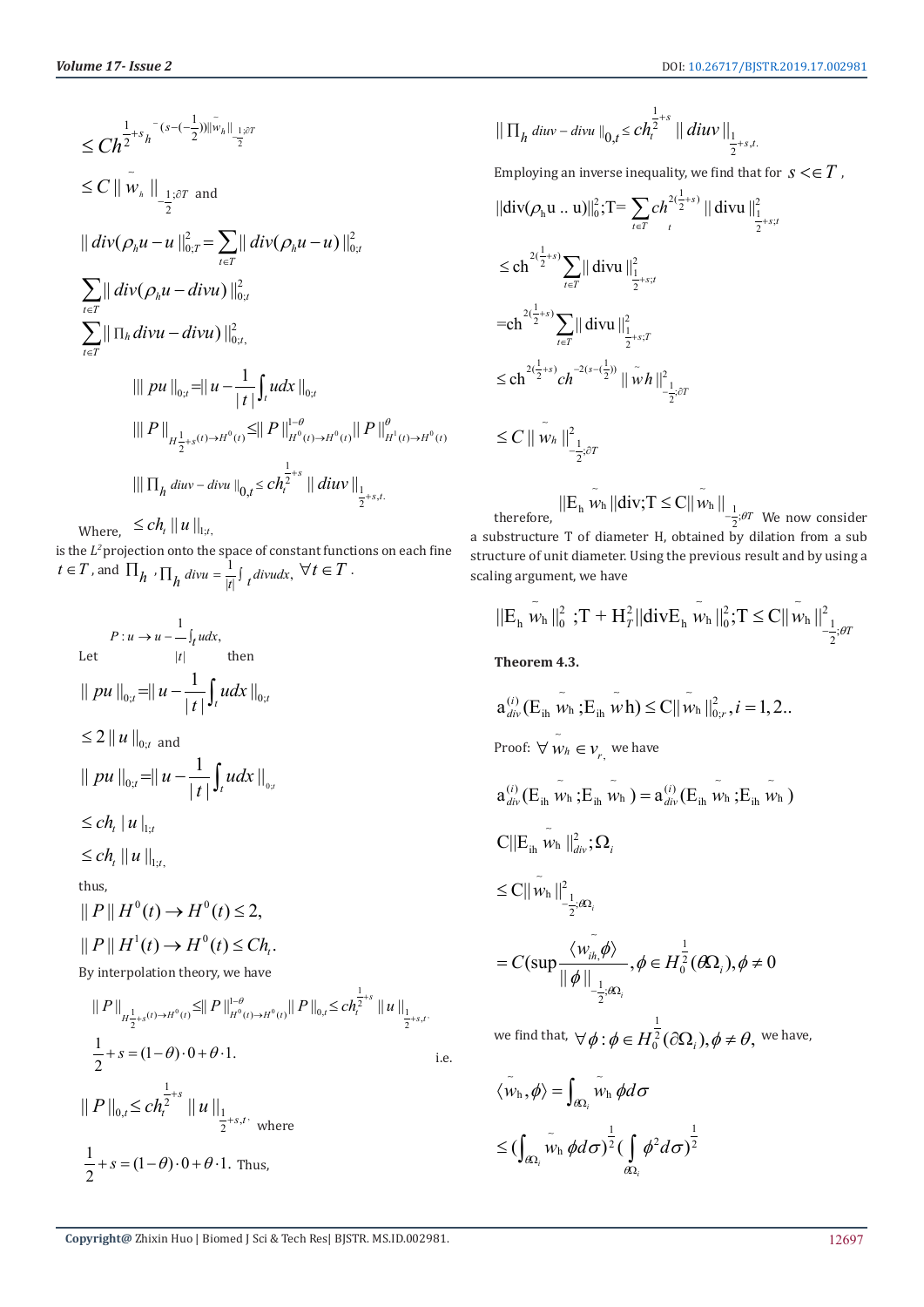$$\leq Ch^{\frac{1}{2}+s}h^{-(s-(-\frac{1}{2}))}\|\tilde{w}_h\|_{-\frac{1}{2};\partial T}$$

$$\leq C\|\tilde{w}_h\|_{-\frac{1}{2};\partial T}$$ and

$$\|div(\rho_h u - u\|_{0;T}^2 = \sum_{t\in T}\|div(\rho_h u - u)\|_{0;t}^2$$

$$\sum_{t\in T}\|div(\rho_h u - divu)\|_{0;t}^2$$

$$\sum_{t\in T}\|\Pi_h divu - divu)\|_{0;t,}^2$$

$$\||pu\|_{0;t} = \|u - \frac{1}{|t|}\int_t udx\|_{0;t}$$

$$\||P\|_{H^{\frac{1}{2}+s}(t)\to H^0(t)} \leq \|P\|_{H^0(t)\to H^0(t)}^{1-\theta}\|P\|_{H^1(t)\to H^0(t)}^{\theta}$$

$$\||\Pi_h\, divv - divu\|_{0,t} \leq ch_t^{\frac{1}{2}+s}\|divu\|_{\frac{1}{2}+s,t.}$$

Where, $\leq ch_t\|u\|_{1;t,}$

is the $L^2$ projection onto the space of constant functions on each fine $t\in T$, and $\Pi_h$, $\Pi_h\, divu = \frac{1}{|t|}\int_t divudx,\ \forall t\in T$.

Let $P: u \to u - \frac{1}{|t|}\int_t udx,$ then

$$\|pu\|_{0;t} = \|u - \frac{1}{|t|}\int_t udx\|_{0;t}$$

$$\leq 2\|u\|_{0;t}$$ and

$$\|pu\|_{0;t} = \|u - \frac{1}{|t|}\int_t udx\|_{0;t}$$

$$\leq ch_t|u|_{1;t}$$

$$\leq ch_t\|u\|_{1;t,}$$

thus,

$$\|P\|H^0(t)\to H^0(t)\leq 2,$$

$$\|P\|H^1(t)\to H^0(t)\leq Ch_t.$$

By interpolation theory, we have

$$\|P\|_{H^{\frac{1}{2}+s}(t)\to H^0(t)} \leq \|P\|_{H^0(t)\to H^0(t)}^{1-\theta}\|P\|_{0,t}\leq ch_t^{\frac{1}{2}+s}\|u\|_{\frac{1}{2}+s,t.}$$

$$\frac{1}{2}+s = (1-\theta)\cdot 0 + \theta\cdot 1.$$ i.e.

$$\|P\|_{0,t}\leq ch_t^{\frac{1}{2}+s}\|u\|_{\frac{1}{2}+s,t.}$$ where

$$\frac{1}{2}+s = (1-\theta)\cdot 0 + \theta\cdot 1.$$ Thus,

$$\|\Pi_h\, divv - divu\|_{0,t}\leq ch_t^{\frac{1}{2}+s}\|divu\|_{\frac{1}{2}+s,t.}$$

Employing an inverse inequality, we find that for $s < \in T$,

$$\|div(\rho_h u .. u)\|_0^2;T = \sum_{t\in T} ch_t^{2(\frac{1}{2}+s)}\|divu\|_{\frac{1}{2}+s;t}^2$$

$$\leq ch^{2(\frac{1}{2}+s)}\sum_{t\in T}\|divu\|_{\frac{1}{2}+s;t}^2$$

$$= ch^{2(\frac{1}{2}+s)}\sum_{t\in T}\|divu\|_{\frac{1}{2}+s;T}^2$$

$$\leq ch^{2(\frac{1}{2}+s)}ch^{-2(s-(\frac{1}{2}))}\|\tilde{w}h\|_{-\frac{1}{2};\partial T}^2$$

$$\leq C\|\tilde{w}_h\|_{-\frac{1}{2};\partial T}^2$$

therefore, $\|E_h\tilde{w}_h\|div;T\leq C\|\tilde{w}_h\|_{-\frac{1}{2};\partial T}$ We now consider a substructure T of diameter H, obtained by dilation from a sub structure of unit diameter. Using the previous result and by using a scaling argument, we have

$$\|E_h\tilde{w}_h\|_0^2;T + H_T^2\|divE_h\tilde{w}_h\|_0^2;T\leq C\|\tilde{w}_h\|_{-\frac{1}{2};\partial T}^2$$

**Theorem 4.3.**

$$a_{div}^{(i)}(E_{ih}\tilde{w}_h;E_{ih}\tilde{w}h)\leq C\|\tilde{w}_h\|_{0;r}^2, i=1,2..$$

Proof: $\forall\,\tilde{w}_h\in v_r,$ we have

$$a_{div}^{(i)}(E_{ih}\tilde{w}_h;E_{ih}\tilde{w}_h) = a_{div}^{(i)}(E_{ih}\tilde{w}_h;E_{ih}\tilde{w}_h)$$

$$C\|E_{ih}\tilde{w}_h\|_{div}^2;\Omega_i$$

$$\leq C\|\tilde{w}_h\|_{-\frac{1}{2};\partial\Omega_i}^2$$

$$= C(\sup\frac{\langle\tilde{w}_{ih},\phi\rangle}{\|\phi\|_{-\frac{1}{2};\partial\Omega_i}}, \phi\in H_0^{\frac{1}{2}}(\partial\Omega_i), \phi\neq 0$$

we find that, $\forall\phi:\phi\in H_0^{\frac{1}{2}}(\partial\Omega_i),\phi\neq\theta,$ we have,

$$\langle\tilde{w}_h,\phi\rangle = \int_{\partial\Omega_i}\tilde{w}_h\,\phi d\sigma$$

$$\leq(\int_{\partial\Omega_i}\tilde{w}_h\,\phi d\sigma)^{\frac{1}{2}}(\int_{\partial\Omega_i}\phi^2 d\sigma)^{\frac{1}{2}}$$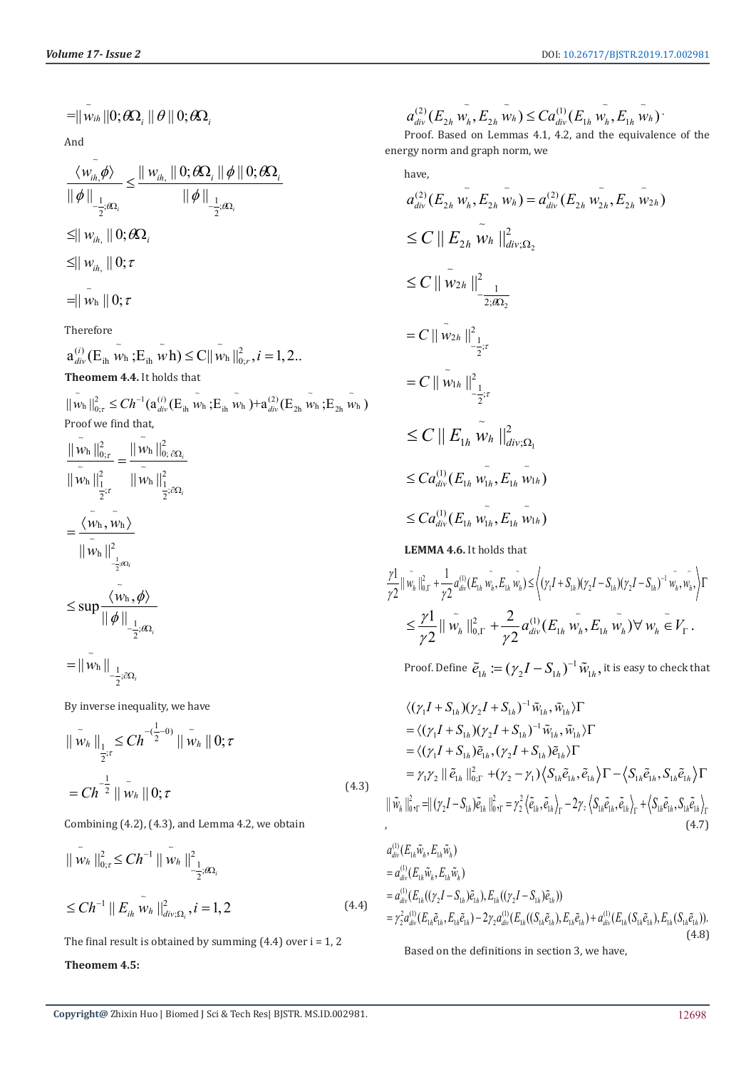$$=\|\tilde{w}_{ih}\|0;\theta\Omega_i\,\|\theta\|0;\theta\Omega_i$$

And

$$\frac{\langle \tilde{w}_{ih,}\phi\rangle}{\|\phi\|_{-\frac{1}{2};\theta\Omega_i}} \le \frac{\|w_{ih,}\|0;\theta\Omega_i\,\|\phi\|0;\theta\Omega_i}{\|\phi\|_{-\frac{1}{2};\theta\Omega_i}}$$

$$\le \|w_{ih,}\|0;\theta\Omega_i$$

$$\le \|w_{ih,}\|0;\tau$$

$$=\|\tilde{w}_{\mathrm{h}}\|0;\tau$$

Therefore

$$\mathrm{a}_{div}^{(i)}(\mathrm{E}_{\mathrm{ih}}\,\tilde{w}_{\mathrm{h}};\mathrm{E}_{\mathrm{ih}}\,\tilde{w}\mathrm{h}) \le \mathrm{C}\|\tilde{w}_{\mathrm{h}}\|_{0;r}^2, i=1,2..$$

**Theomem 4.4.** It holds that

$$\|\tilde{w}_{\mathrm{h}}\|_{0;\tau}^2 \le Ch^{-1}(\mathrm{a}_{div}^{(i)}(\mathrm{E}_{\mathrm{ih}}\,\tilde{w}_{\mathrm{h}};\mathrm{E}_{\mathrm{ih}}\,\tilde{w}_{\mathrm{h}})+\mathrm{a}_{div}^{(2)}(\mathrm{E}_{2\mathrm{h}}\,\tilde{w}_{\mathrm{h}};\mathrm{E}_{2\mathrm{h}}\,\tilde{w}_{\mathrm{h}})$$

Proof we find that,

$$\frac{\|\tilde{w}_{\mathrm{h}}\|_{0;\tau}^2}{\|\tilde{w}_{\mathrm{h}}\|_{\frac{1}{2};\tau}^2} = \frac{\|\tilde{w}_{\mathrm{h}}\|_{0;\partial\Omega_i}^2}{\|\tilde{w}_{\mathrm{h}}\|_{\frac{1}{2};\partial\Omega_i}^2}$$

$$= \frac{\langle \tilde{w}_{\mathrm{h}}, \tilde{w}_{\mathrm{h}}\rangle}{\|\tilde{w}_{\mathrm{h}}\|_{-\frac{1}{2};\theta\Omega_i}^2}$$

$$\le \sup \frac{\langle \tilde{w}_{\mathrm{h}}, \phi\rangle}{\|\phi\|_{-\frac{1}{2};\theta\Omega_i}}$$

$$= \|\tilde{w}_{\mathrm{h}}\|_{-\frac{1}{2};\partial\Omega_i}$$

By inverse inequality, we have

$$\|\tilde{w}_h\|_{\frac{1}{2};\tau} \le Ch^{-(\frac{1}{2}-0)}\|\tilde{w}_h\|0;\tau$$

$$= Ch^{-\frac{1}{2}}\|\tilde{w}_h\|0;\tau \tag{4.3}$$

Combining (4.2), (4.3), and Lemma 4.2, we obtain

$$\|\tilde{w}_h\|_{0;\tau}^2 \le Ch^{-1}\|\tilde{w}_h\|_{-\frac{1}{2};\theta\Omega_i}^2$$

$$\le Ch^{-1}\|E_{ih}\,\tilde{w}_h\|_{div;\Omega_i}^2, i=1,2 \tag{4.4}$$

The final result is obtained by summing (4.4) over i = 1, 2

**Theomem 4.5:**

$$a_{div}^{(2)}(E_{2h}\,\tilde{w}_h, E_{2h}\,\tilde{w}_h) \le Ca_{div}^{(1)}(E_{1h}\,\tilde{w}_h, E_{1h}\,\tilde{w}_h)\cdot$$

Proof. Based on Lemmas 4.1, 4.2, and the equivalence of the energy norm and graph norm, we

have,

$$a_{div}^{(2)}(E_{2h}\,\tilde{w}_h, E_{2h}\,\tilde{w}_h) = a_{div}^{(2)}(E_{2h}\,\tilde{w}_{2h}, E_{2h}\,\tilde{w}_{2h})$$

$$\le C\|E_{2h}\,\tilde{w}_h\|_{div;\Omega_2}^2$$

$$\le C\|\tilde{w}_{2h}\|_{-\frac{1}{2;\theta\Omega_2}}^2$$

$$= C\|\tilde{w}_{2h}\|_{-\frac{1}{2};\tau}^2$$

$$= C\|\tilde{w}_{1h}\|_{-\frac{1}{2};\tau}^2$$

$$\le C\|E_{1h}\,\tilde{w}_h\|_{div;\Omega_1}^2$$

$$\le Ca_{div}^{(1)}(E_{1h}\,\tilde{w}_{1h}, E_{1h}\,\tilde{w}_{1h})$$

$$\le Ca_{div}^{(1)}(E_{1h}\,\tilde{w}_{1h}, E_{1h}\,\tilde{w}_{1h})$$

**LEMMA 4.6.** It holds that

$$\frac{\gamma 1}{\gamma 2}\|\tilde{w}_h\|_{0,\Gamma}^2 + \frac{1}{\gamma 2}a_{div}^{(1)}(E_{1h}\,\tilde{w}_h, E_{1h}\,\tilde{w}_h) \le \left\langle(\gamma_1 I + S_{1h})(\gamma_2 I - S_{1h})(\gamma_2 I - S_{1h})^{-1}\tilde{w}_h, \tilde{w}_h\right\rangle\Gamma$$

$$\le \frac{\gamma 1}{\gamma 2}\|\tilde{w}_h\|_{0,\Gamma}^2 + \frac{2}{\gamma 2}a_{div}^{(1)}(E_{1h}\,\tilde{w}_h, E_{1h}\,\tilde{w}_h)\forall\, \tilde{w}_h \in V_\Gamma\,.$$

Proof. Define $\tilde{e}_{1h} := (\gamma_2 I - S_{1h})^{-1}\tilde{w}_{1h}$, it is easy to check that

$$\begin{aligned}
&\langle(\gamma_1 I + S_{1h})(\gamma_2 I + S_{1h})^{-1}\tilde{w}_{1h}, \tilde{w}_{1h}\rangle\Gamma \\
&= \langle(\gamma_1 I + S_{1h})(\gamma_2 I + S_{1h})^{-1}\tilde{w}_{1h}, \tilde{w}_{1h}\rangle\Gamma \\
&= \langle(\gamma_1 I + S_{1h})\tilde{e}_{1h}, (\gamma_2 I + S_{1h})\tilde{e}_{1h}\rangle\Gamma \\
&= \gamma_1\gamma_2\|\tilde{e}_{1h}\|_{0;\Gamma}^2 + (\gamma_2 - \gamma_1)\left\langle S_{1h}\tilde{e}_{1h}, \tilde{e}_{1h}\right\rangle\Gamma - \left\langle S_{1h}\tilde{e}_{1h}, S_{1h}\tilde{e}_{1h}\right\rangle\Gamma
\end{aligned}$$

$$\|\tilde{w}_h\|_{0,\Gamma}^2 = \|(\gamma_2 I - S_{1h})\tilde{e}_{1h}\|_{0,\Gamma}^2 = \gamma_2^2\left\langle\tilde{e}_{1h}, \tilde{e}_{1h}\right\rangle_\Gamma - 2\gamma_2\left\langle S_{1h}\tilde{e}_{1h}, \tilde{e}_{1h}\right\rangle_\Gamma + \left\langle S_{1h}\tilde{e}_{1h}, S_{1h}\tilde{e}_{1h}\right\rangle_\Gamma,\tag{4.7}$$

$$\begin{aligned}
&a_{div}^{(1)}(E_{1h}\tilde{w}_h, E_{1h}\tilde{w}_h) \\
&= a_{div}^{(1)}(E_{1h}\tilde{w}_h, E_{1h}\tilde{w}_h) \\
&= a_{div}^{(1)}(E_{1h}((\gamma_2 I - S_{1h})\tilde{e}_{1h}), E_{1h}((\gamma_2 I - S_{1h})\tilde{e}_{1h})) \\
&= \gamma_2^2 a_{div}^{(1)}(E_{1h}\tilde{e}_{1h}, E_{1h}\tilde{e}_{1h}) - 2\gamma_2 a_{div}^{(1)}(E_{1h}((S_{1h}\tilde{e}_{1h}), E_{1h}\tilde{e}_{1h}) + a_{div}^{(1)}(E_{1h}(S_{1h}\tilde{e}_{1h}), E_{1h}(S_{1h}\tilde{e}_{1h})).
\end{aligned}\tag{4.8}$$

Based on the definitions in section 3, we have,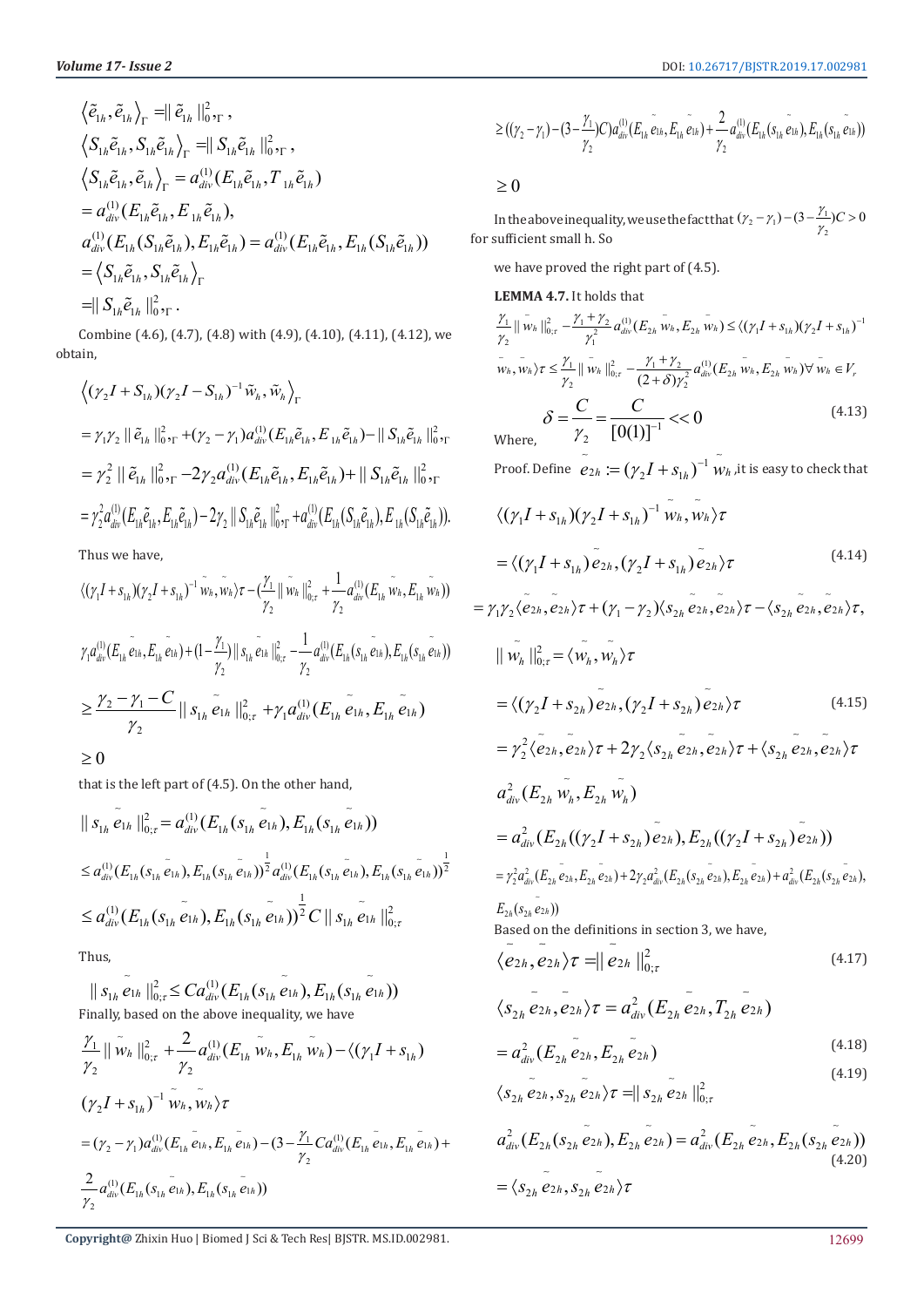$$\left\langle \tilde{e}_{1h}, \tilde{e}_{1h} \right\rangle_{\Gamma} = \| \tilde{e}_{1h} \|_{0,\Gamma}^2 ,$$

$$\left\langle S_{1h}\tilde{e}_{1h}, S_{1h}\tilde{e}_{1h} \right\rangle_{\Gamma} = \| S_{1h}\tilde{e}_{1h} \|_{0,\Gamma}^2 ,$$

$$\left\langle S_{1h}\tilde{e}_{1h}, \tilde{e}_{1h} \right\rangle_{\Gamma} = a_{div}^{(1)}(E_{1h}\tilde{e}_{1h}, T_{1h}\tilde{e}_{1h})$$

$$= a_{div}^{(1)}(E_{1h}\tilde{e}_{1h}, E_{1h}\tilde{e}_{1h}),$$

$$a_{div}^{(1)}(E_{1h}(S_{1h}\tilde{e}_{1h}), E_{1h}\tilde{e}_{1h}) = a_{div}^{(1)}(E_{1h}\tilde{e}_{1h}, E_{1h}(S_{1h}\tilde{e}_{1h}))$$

$$= \left\langle S_{1h}\tilde{e}_{1h}, S_{1h}\tilde{e}_{1h} \right\rangle_{\Gamma}$$

$$= \| S_{1h}\tilde{e}_{1h} \|_{0,\Gamma}^2 .$$

Combine (4.6), (4.7), (4.8) with (4.9), (4.10), (4.11), (4.12), we obtain,

$$\left\langle (\gamma_2 I + S_{1h})(\gamma_2 I - S_{1h})^{-1} \tilde{w}_h, \tilde{w}_h \right\rangle_{\Gamma}$$

$$= \gamma_1\gamma_2 \| \tilde{e}_{1h} \|_{0,\Gamma}^2 + (\gamma_2 - \gamma_1) a_{div}^{(1)}(E_{1h}\tilde{e}_{1h}, E_{1h}\tilde{e}_{1h}) - \| S_{1h}\tilde{e}_{1h} \|_{0,\Gamma}^2$$

$$= \gamma_2^2 \| \tilde{e}_{1h} \|_{0,\Gamma}^2 - 2\gamma_2 a_{div}^{(1)}(E_{1h}\tilde{e}_{1h}, E_{1h}\tilde{e}_{1h}) + \| S_{1h}\tilde{e}_{1h} \|_{0,\Gamma}^2$$

$$= \gamma_2^2 a_{div}^{(1)}(E_{1h}\tilde{e}_{1h}, E_{1h}\tilde{e}_{1h}) - 2\gamma_2 \| S_{1h}\tilde{e}_{1h} \|_{0,\Gamma}^2 + a_{div}^{(1)}(E_{1h}(S_{1h}\tilde{e}_{1h}), E_{1h}(S_{1h}\tilde{e}_{1h})).$$

Thus we have,

$$\langle (\gamma_1 I + s_{1h})(\gamma_2 I + s_{1h})^{-1} \tilde{w}_h, \tilde{w}_h \rangle \tau - (\frac{\gamma_1}{\gamma_2} \| \tilde{w}_h \|_{0;\tau}^2 + \frac{1}{\gamma_2} a_{div}^{(1)}(E_{1h}\tilde{w}_h, E_{1h}\tilde{w}_h))$$

$$\gamma_1 a_{div}^{(1)}(E_{1h}\tilde{e}_{1h}, E_{1h}\tilde{e}_{1h}) + (1 - \frac{\gamma_1}{\gamma_2}) \| s_{1h}\tilde{e}_{1h} \|_{0;\tau}^2 - \frac{1}{\gamma_2} a_{div}^{(1)}(E_{1h}(s_{1h}\tilde{e}_{1h}), E_{1h}(s_{1h}\tilde{e}_{1h}))$$

$$\geq \frac{\gamma_2 - \gamma_1 - C}{\gamma_2} \| s_{1h}\tilde{e}_{1h} \|_{0;\tau}^2 + \gamma_1 a_{div}^{(1)}(E_{1h}\tilde{e}_{1h}, E_{1h}\tilde{e}_{1h})$$

$$\geq 0$$

that is the left part of (4.5). On the other hand,

$$\| s_{1h}\tilde{e}_{1h} \|_{0;\tau}^2 = a_{div}^{(1)}(E_{1h}(s_{1h}\tilde{e}_{1h}), E_{1h}(s_{1h}\tilde{e}_{1h}))$$

$$\leq a_{div}^{(1)}(E_{1h}(s_{1h}\tilde{e}_{1h}), E_{1h}(s_{1h}\tilde{e}_{1h}))^{\frac{1}{2}} a_{div}^{(1)}(E_{1h}(s_{1h}\tilde{e}_{1h}), E_{1h}(s_{1h}\tilde{e}_{1h}))^{\frac{1}{2}}$$

$$\leq a_{div}^{(1)}(E_{1h}(s_{1h}\tilde{e}_{1h}), E_{1h}(s_{1h}\tilde{e}_{1h}))^{\frac{1}{2}} C \| s_{1h}\tilde{e}_{1h} \|_{0;\tau}^2$$

Thus,

$$\| s_{1h}\tilde{e}_{1h} \|_{0;\tau}^2 \leq C a_{div}^{(1)}(E_{1h}(s_{1h}\tilde{e}_{1h}), E_{1h}(s_{1h}\tilde{e}_{1h}))$$

Finally, based on the above inequality, we have

$$\frac{\gamma_1}{\gamma_2} \| \tilde{w}_h \|_{0;\tau}^2 + \frac{2}{\gamma_2} a_{div}^{(1)}(E_{1h}\tilde{w}_h, E_{1h}\tilde{w}_h) - \langle (\gamma_1 I + s_{1h})$$

$$(\gamma_2 I + s_{1h})^{-1} \tilde{w}_h, \tilde{w}_h \rangle \tau$$

$$= (\gamma_2 - \gamma_1) a_{div}^{(1)}(E_{1h}\tilde{e}_{1h}, E_{1h}\tilde{e}_{1h}) - (3 - \frac{\gamma_1}{\gamma_2} C a_{div}^{(1)}(E_{1h}\tilde{e}_{1h}, E_{1h}\tilde{e}_{1h}) +$$

$$\frac{2}{\gamma_2} a_{div}^{(1)}(E_{1h}(s_{1h}\tilde{e}_{1h}), E_{1h}(s_{1h}\tilde{e}_{1h}))$$

$$\geq ((\gamma_2 - \gamma_1) - (3 - \frac{\gamma_1}{\gamma_2})C) a_{div}^{(1)}(E_{1h}\tilde{e}_{1h}, E_{1h}\tilde{e}_{1h}) + \frac{2}{\gamma_2} a_{div}^{(1)}(E_{1h}(s_{1h}\tilde{e}_{1h}), E_{1h}(s_{1h}\tilde{e}_{1h}))$$

$$\geq 0$$

In the above inequality, we use the fact that $(\gamma_2 - \gamma_1) - (3 - \frac{\gamma_1}{\gamma_2})C > 0$ for sufficient small h. So

we have proved the right part of (4.5).

**LEMMA 4.7.** It holds that

$$\frac{\gamma_1}{\gamma_2} \| \bar{w}_h \|_{0;\tau}^2 - \frac{\gamma_1 + \gamma_2}{\gamma_2^2} a_{div}^{(1)}(E_{2h}\bar{w}_h, E_{2h}\bar{w}_h) \leq \langle (\gamma_1 I + s_{1h})(\gamma_2 I + s_{1h})^{-1}$$

$$\bar{w}_h, \bar{w}_h \rangle \tau \leq \frac{\gamma_1}{\gamma_2} \| \bar{w}_h \|_{0;\tau}^2 - \frac{\gamma_1 + \gamma_2}{(2+\delta)\gamma_2^2} a_{div}^{(1)}(E_{2h}\bar{w}_h, E_{2h}\bar{w}_h) \forall \bar{w}_h \in V_r$$

Where,

$$\delta = \frac{C}{\gamma_2} = \frac{C}{[0(1)]^{-1}} << 0 \tag{4.13}$$

Proof. Define $\tilde{e}_{2h} := (\gamma_2 I + s_{1h})^{-1} \tilde{w}_h$, it is easy to check that

$$\langle (\gamma_1 I + s_{1h})(\gamma_2 I + s_{1h})^{-1} \tilde{w}_h, \tilde{w}_h \rangle \tau$$

$$= \langle (\gamma_1 I + s_{1h})\tilde{e}_{2h}, (\gamma_2 I + s_{1h})\tilde{e}_{2h} \rangle \tau \tag{4.14}$$

$$= \gamma_1\gamma_2 \langle \tilde{e}_{2h}, \tilde{e}_{2h} \rangle \tau + (\gamma_1 - \gamma_2) \langle s_{2h}\tilde{e}_{2h}, \tilde{e}_{2h} \rangle \tau - \langle s_{2h}\tilde{e}_{2h}, \tilde{e}_{2h} \rangle \tau,$$

$$\| \tilde{w}_h \|_{0;\tau}^2 = \langle \tilde{w}_h, \tilde{w}_h \rangle \tau$$

$$= \langle (\gamma_2 I + s_{2h})\tilde{e}_{2h}, (\gamma_2 I + s_{2h})\tilde{e}_{2h} \rangle \tau \tag{4.15}$$

$$= \gamma_2^2 \langle \tilde{e}_{2h}, \tilde{e}_{2h} \rangle \tau + 2\gamma_2 \langle s_{2h}\tilde{e}_{2h}, \tilde{e}_{2h} \rangle \tau + \langle s_{2h}\tilde{e}_{2h}, \tilde{e}_{2h} \rangle \tau$$

$$a_{div}^2(E_{2h}\tilde{w}_h, E_{2h}\tilde{w}_h)$$

$$= a_{div}^2(E_{2h}((\gamma_2 I + s_{2h})\tilde{e}_{2h}), E_{2h}((\gamma_2 I + s_{2h})\tilde{e}_{2h}))$$

$$= \gamma_2^2 a_{div}^2(E_{2h}\bar{e}_{2h}, E_{2h}\bar{e}_{2h}) + 2\gamma_2 a_{div}^2(E_{2h}(s_{2h}\bar{e}_{2h}), E_{2h}\bar{e}_{2h}) + a_{div}^2(E_{2h}(s_{2h}\bar{e}_{2h}),$$

$$E_{2h}(s_{2h}\tilde{e}_{2h}))$$

Based on the definitions in section 3, we have,

$$\langle \bar{e}_{2h}, \bar{e}_{2h} \rangle \tau = \| \bar{e}_{2h} \|_{0;\tau}^2 \tag{4.17}$$

$$\langle s_{2h}\bar{e}_{2h}, \bar{e}_{2h} \rangle \tau = a_{div}^2(E_{2h}\bar{e}_{2h}, T_{2h}\bar{e}_{2h})$$

$$= a_{div}^2(E_{2h}\tilde{e}_{2h}, E_{2h}\tilde{e}_{2h}) \tag{4.18}$$

$$\langle s_{2h}\tilde{e}_{2h}, s_{2h}\tilde{e}_{2h} \rangle \tau = \| s_{2h}\tilde{e}_{2h} \|_{0;\tau}^2 \tag{4.19}$$

$$a_{div}^2(E_{2h}(s_{2h}\tilde{e}_{2h}), E_{2h}\tilde{e}_{2h}) = a_{div}^2(E_{2h}\tilde{e}_{2h}, E_{2h}(s_{2h}\tilde{e}_{2h})) \tag{4.20}$$

$$= \langle s_{2h}\tilde{e}_{2h}, s_{2h}\tilde{e}_{2h} \rangle \tau$$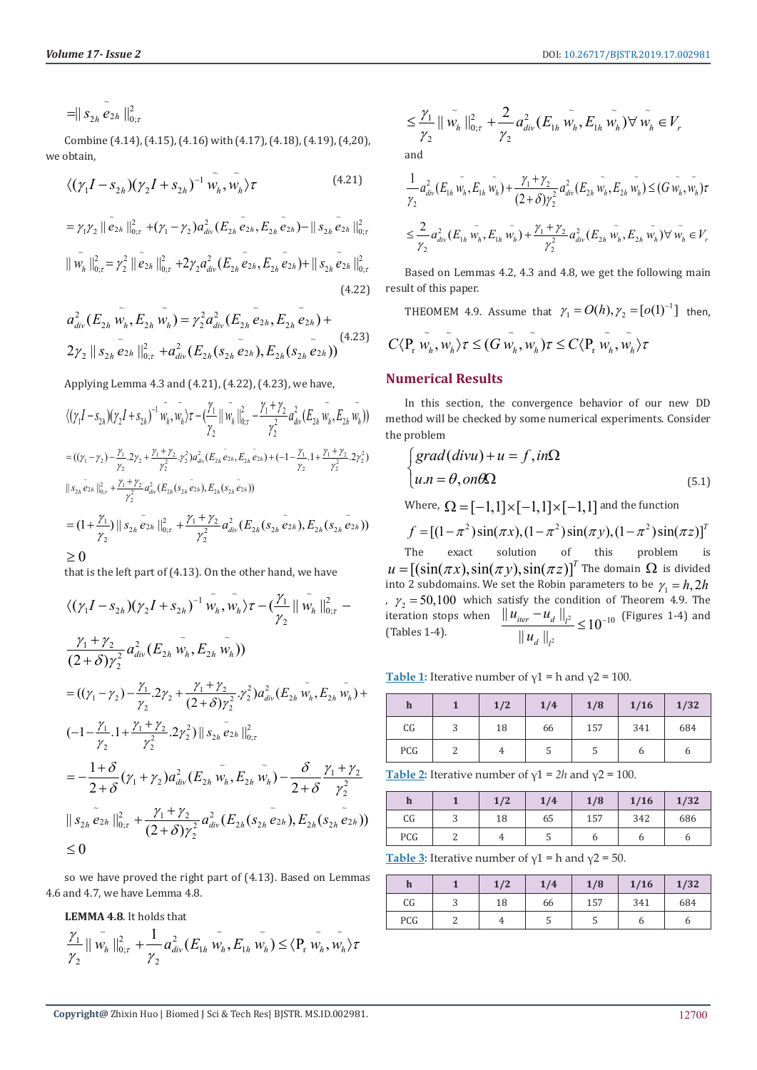$$=\| s_{2h}\tilde{e}_{2h}\|_{0;\tau}^2$$

Combine (4.14), (4.15), (4.16) with (4.17), (4.18), (4.19), (4,20), we obtain,

$$\langle(\gamma_1 I - s_{2h})(\gamma_2 I + s_{2h})^{-1}\tilde{w}_h, \tilde{w}_h\rangle\tau \tag{4.21}$$

$$=\gamma_1\gamma_2\|\tilde{e}_{2h}\|_{0;\tau}^2+(\gamma_1-\gamma_2)a_{div}^2(E_{2h}\tilde{e}_{2h},E_{2h}\tilde{e}_{2h})-\|s_{2h}\tilde{e}_{2h}\|_{0;\tau}^2$$

$$\|\tilde{w}_h\|_{0;\tau}^2=\gamma_2^2\|\tilde{e}_{2h}\|_{0;\tau}^2+2\gamma_2 a_{div}^2(E_{2h}\tilde{e}_{2h},E_{2h}\tilde{e}_{2h})+\|s_{2h}\tilde{e}_{2h}\|_{0;\tau}^2 \tag{4.22}$$

$$a_{div}^2(E_{2h}\tilde{w}_h,E_{2h}\tilde{w}_h)=\gamma_2^2 a_{div}^2(E_{2h}\tilde{e}_{2h},E_{2h}\tilde{e}_{2h})+2\gamma_2\|s_{2h}\tilde{e}_{2h}\|_{0;\tau}^2+a_{div}^2(E_{2h}(s_{2h}\tilde{e}_{2h}),E_{2h}(s_{2h}\tilde{e}_{2h})) \tag{4.23}$$

Applying Lemma 4.3 and (4.21), (4.22), (4.23), we have,

$$\langle(\gamma_1 I - s_{2h})(\gamma_2 I + s_{2h})^{-1}\tilde{w}_h,\tilde{w}_h\rangle\tau-\left(\frac{\gamma_1}{\gamma_2}\|\tilde{w}_h\|_{0;\tau}^2-\frac{\gamma_1+\gamma_2}{\gamma_2^2}a_{div}^2(E_{2h}\tilde{w}_h,E_{2h}\tilde{w}_h)\right)$$

$$=\left((\gamma_1-\gamma_2)-\frac{\gamma_1}{\gamma_2}.2\gamma_2+\frac{\gamma_1+\gamma_2}{\gamma_2^2}.\gamma_2^2\right)a_{div}^2(E_{2h}\tilde{e}_{2h},E_{2h}\tilde{e}_{2h})+\left(-1-\frac{\gamma_1}{\gamma_2}.1+\frac{\gamma_1+\gamma_2}{\gamma_2^2}.2\gamma_2^2\right)$$

$$\|s_{2h}\tilde{e}_{2h}\|_{0;\tau}^2+\frac{\gamma_1+\gamma_2}{\gamma_2^2}a_{div}^2(E_{2h}(s_{2h}\tilde{e}_{2h}),E_{2h}(s_{2h}\tilde{e}_{2h}))$$

$$=\left(1+\frac{\gamma_1}{\gamma_2}\right)\|s_{2h}\tilde{e}_{2h}\|_{0;\tau}^2+\frac{\gamma_1+\gamma_2}{\gamma_2^2}a_{div}^2(E_{2h}(s_{2h}\tilde{e}_{2h}),E_{2h}(s_{2h}\tilde{e}_{2h}))$$

$$\geq 0$$

that is the left part of (4.13). On the other hand, we have

$$\langle(\gamma_1 I - s_{2h})(\gamma_2 I + s_{2h})^{-1}\tilde{w}_h,\tilde{w}_h\rangle\tau-\left(\frac{\gamma_1}{\gamma_2}\|\tilde{w}_h\|_{0;\tau}^2-\frac{\gamma_1+\gamma_2}{(2+\delta)\gamma_2^2}a_{div}^2(E_{2h}\tilde{w}_h,E_{2h}\tilde{w}_h)\right)$$

$$=\left((\gamma_1-\gamma_2)-\frac{\gamma_1}{\gamma_2}.2\gamma_2+\frac{\gamma_1+\gamma_2}{(2+\delta)\gamma_2^2}.\gamma_2^2\right)a_{div}^2(E_{2h}\tilde{w}_h,E_{2h}\tilde{w}_h)+\left(-1-\frac{\gamma_1}{\gamma_2}.1+\frac{\gamma_1+\gamma_2}{\gamma_2^2}.2\gamma_2^2\right)\|s_{2h}\tilde{e}_{2h}\|_{0;\tau}^2$$

$$=-\frac{1+\delta}{2+\delta}(\gamma_1+\gamma_2)a_{div}^2(E_{2h}\tilde{w}_h,E_{2h}\tilde{w}_h)-\frac{\delta}{2+\delta}\frac{\gamma_1+\gamma_2}{\gamma_2^2}\|s_{2h}\tilde{e}_{2h}\|_{0;\tau}^2+\frac{\gamma_1+\gamma_2}{(2+\delta)\gamma_2^2}a_{div}^2(E_{2h}(s_{2h}\tilde{e}_{2h}),E_{2h}(s_{2h}\tilde{e}_{2h}))$$

$$\leq 0$$

so we have proved the right part of (4.13). Based on Lemmas 4.6 and 4.7, we have Lemma 4.8.

**LEMMA 4.8**. It holds that

$$\frac{\gamma_1}{\gamma_2}\|\tilde{w}_h\|_{0;\tau}^2+\frac{1}{\gamma_2}a_{div}^2(E_{1h}\tilde{w}_h,E_{1h}\tilde{w}_h)\leq\langle \mathrm{P}_r\tilde{w}_h,\tilde{w}_h\rangle\tau$$

$$\leq\frac{\gamma_1}{\gamma_2}\|\tilde{w}_h\|_{0;\tau}^2+\frac{2}{\gamma_2}a_{div}^2(E_{1h}\tilde{w}_h,E_{1h}\tilde{w}_h)\forall\tilde{w}_h\in V_r$$

and

$$\frac{1}{\gamma_2}a_{div}^2(E_{1h}\tilde{w}_h,E_{1h}\tilde{w}_h)+\frac{\gamma_1+\gamma_2}{(2+\delta)\gamma_2^2}a_{div}^2(E_{2h}\tilde{w}_h,E_{2h}\tilde{w}_h)\leq(G\tilde{w}_h,\tilde{w}_h)\tau$$

$$\leq\frac{2}{\gamma_2}a_{div}^2(E_{1h}\tilde{w}_h,E_{1h}\tilde{w}_h)+\frac{\gamma_1+\gamma_2}{\gamma_2^2}a_{div}^2(E_{2h}\tilde{w}_h,E_{2h}\tilde{w}_h)\forall\tilde{w}_h\in V_r$$

Based on Lemmas 4.2, 4.3 and 4.8, we get the following main result of this paper.

THEOMEM 4.9. Assume that $\gamma_1=O(h),\gamma_2=[o(1)^{-1}]$ then,

$$C\langle \mathrm{P}_r\tilde{w}_h,\tilde{w}_h\rangle\tau\leq(G\tilde{w}_h,\tilde{w}_h)\tau\leq C\langle \mathrm{P}_r\tilde{w}_h,\tilde{w}_h\rangle\tau$$

## Numerical Results

In this section, the convergence behavior of our new DD method will be checked by some numerical experiments. Consider the problem

$$\begin{cases} grad(div u)+u=f, in\Omega \\ u.n=\theta, on\theta\Omega \end{cases} \tag{5.1}$$

Where, $\Omega=[-1,1]\times[-1,1]\times[-1,1]$ and the function

$$f=[(1-\pi^2)\sin(\pi x),(1-\pi^2)\sin(\pi y),(1-\pi^2)\sin(\pi z)]^T$$

The exact solution of this problem is $u=[(\sin(\pi x),\sin(\pi y),\sin(\pi z)]^T$ The domain $\Omega$ is divided into 2 subdomains. We set the Robin parameters to be $\gamma_1=h,2h$, $\gamma_2=50,100$ which satisfy the condition of Theorem 4.9. The iteration stops when $\frac{\|u_{iter}-u_d\|_{l^2}}{\|u_d\|_{l^2}}\leq 10^{-10}$ (Figures 1-4) and (Tables 1-4).

Table 1: Iterative number of γ1 = h and γ2 = 100.

| h | 1 | 1/2 | 1/4 | 1/8 | 1/16 | 1/32 |
|---|---|---|---|---|---|---|
| CG | 3 | 18 | 66 | 157 | 341 | 684 |
| PCG | 2 | 4 | 5 | 5 | 6 | 6 |

Table 2: Iterative number of γ1 = *2h* and γ2 = 100.

| h | 1 | 1/2 | 1/4 | 1/8 | 1/16 | 1/32 |
|---|---|---|---|---|---|---|
| CG | 3 | 18 | 65 | 157 | 342 | 686 |
| PCG | 2 | 4 | 5 | 6 | 6 | 6 |

Table 3: Iterative number of γ1 = h and γ2 = 50.

| h | 1 | 1/2 | 1/4 | 1/8 | 1/16 | 1/32 |
|---|---|---|---|---|---|---|
| CG | 3 | 18 | 66 | 157 | 341 | 684 |
| PCG | 2 | 4 | 5 | 5 | 6 | 6 |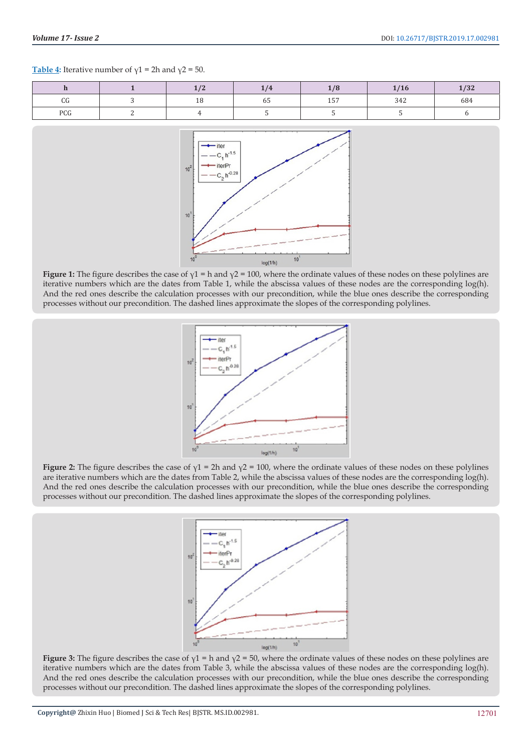Table 4: Iterative number of $\gamma 1 = 2h$ and $\gamma 2 = 50$.

| h | 1 | 1/2 | 1/4 | 1/8 | 1/16 | 1/32 |
|---|---|---|---|---|---|---|
| CG | 3 | 18 | 65 | 157 | 342 | 684 |
| PCG | 2 | 4 | 5 | 5 | 5 | 6 |

**Figure 1:** The figure describes the case of $\gamma 1 = h$ and $\gamma 2 = 100$, where the ordinate values of these nodes on these polylines are iterative numbers which are the dates from Table 1, while the abscissa values of these nodes are the corresponding log(h). And the red ones describe the calculation processes with our precondition, while the blue ones describe the corresponding processes without our precondition. The dashed lines approximate the slopes of the corresponding polylines.

**Figure 2:** The figure describes the case of $\gamma 1 = 2h$ and $\gamma 2 = 100$, where the ordinate values of these nodes on these polylines are iterative numbers which are the dates from Table 2, while the abscissa values of these nodes are the corresponding log(h). And the red ones describe the calculation processes with our precondition, while the blue ones describe the corresponding processes without our precondition. The dashed lines approximate the slopes of the corresponding polylines.

**Figure 3:** The figure describes the case of $\gamma 1 = h$ and $\gamma 2 = 50$, where the ordinate values of these nodes on these polylines are iterative numbers which are the dates from Table 3, while the abscissa values of these nodes are the corresponding log(h). And the red ones describe the calculation processes with our precondition, while the blue ones describe the corresponding processes without our precondition. The dashed lines approximate the slopes of the corresponding polylines.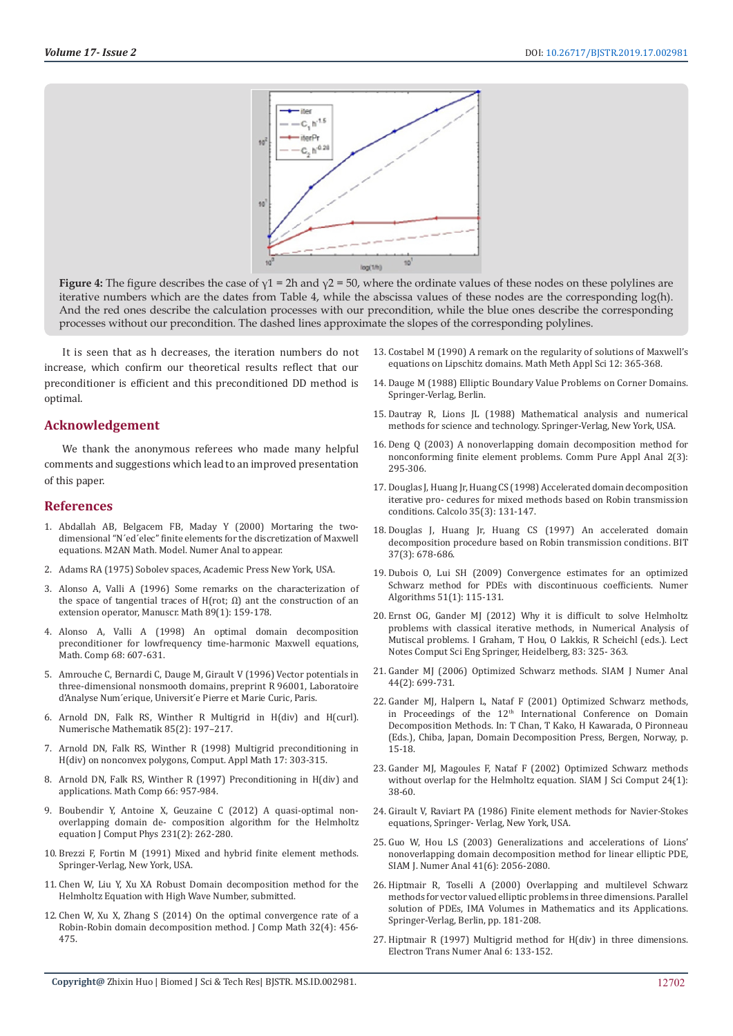**Figure 4:** The figure describes the case of $\gamma 1 = 2h$ and $\gamma 2 = 50$, where the ordinate values of these nodes on these polylines are iterative numbers which are the dates from Table 4, while the abscissa values of these nodes are the corresponding log(h). And the red ones describe the calculation processes with our precondition, while the blue ones describe the corresponding processes without our precondition. The dashed lines approximate the slopes of the corresponding polylines.

It is seen that as h decreases, the iteration numbers do not increase, which confirm our theoretical results reflect that our preconditioner is efficient and this preconditioned DD method is optimal.

## Acknowledgement

We thank the anonymous referees who made many helpful comments and suggestions which lead to an improved presentation of this paper.

## References

1. Abdallah AB, Belgacem FB, Maday Y (2000) Mortaring the two-dimensional "N´ed´elec" finite elements for the discretization of Maxwell equations. M2AN Math. Model. Numer Anal to appear.
2. Adams RA (1975) Sobolev spaces, Academic Press New York, USA.
3. Alonso A, Valli A (1996) Some remarks on the characterization of the space of tangential traces of H(rot; Ω) ant the construction of an extension operator, Manuscr. Math 89(1): 159-178.
4. Alonso A, Valli A (1998) An optimal domain decomposition preconditioner for lowfrequency time-harmonic Maxwell equations, Math. Comp 68: 607-631.
5. Amrouche C, Bernardi C, Dauge M, Girault V (1996) Vector potentials in three-dimensional nonsmooth domains, preprint R 96001, Laboratoire d'Analyse Num´erique, Universit´e Pierre et Marie Curic, Paris.
6. Arnold DN, Falk RS, Winther R Multigrid in H(div) and H(curl). Numerische Mathematik 85(2): 197–217.
7. Arnold DN, Falk RS, Winther R (1998) Multigrid preconditioning in H(div) on nonconvex polygons, Comput. Appl Math 17: 303-315.
8. Arnold DN, Falk RS, Winther R (1997) Preconditioning in H(div) and applications. Math Comp 66: 957-984.
9. Boubendir Y, Antoine X, Geuzaine C (2012) A quasi-optimal non-overlapping domain de- composition algorithm for the Helmholtz equation J Comput Phys 231(2): 262-280.
10. Brezzi F, Fortin M (1991) Mixed and hybrid finite element methods. Springer-Verlag, New York, USA.
11. Chen W, Liu Y, Xu XA Robust Domain decomposition method for the Helmholtz Equation with High Wave Number, submitted.
12. Chen W, Xu X, Zhang S (2014) On the optimal convergence rate of a Robin-Robin domain decomposition method. J Comp Math 32(4): 456-475.
13. Costabel M (1990) A remark on the regularity of solutions of Maxwell's equations on Lipschitz domains. Math Meth Appl Sci 12: 365-368.
14. Dauge M (1988) Elliptic Boundary Value Problems on Corner Domains. Springer-Verlag, Berlin.
15. Dautray R, Lions JL (1988) Mathematical analysis and numerical methods for science and technology. Springer-Verlag, New York, USA.
16. Deng Q (2003) A nonoverlapping domain decomposition method for nonconforming finite element problems. Comm Pure Appl Anal 2(3): 295-306.
17. Douglas J, Huang Jr, Huang CS (1998) Accelerated domain decomposition iterative pro- cedures for mixed methods based on Robin transmission conditions. Calcolo 35(3): 131-147.
18. Douglas J, Huang Jr, Huang CS (1997) An accelerated domain decomposition procedure based on Robin transmission conditions. BIT 37(3): 678-686.
19. Dubois O, Lui SH (2009) Convergence estimates for an optimized Schwarz method for PDEs with discontinuous coefficients. Numer Algorithms 51(1): 115-131.
20. Ernst OG, Gander MJ (2012) Why it is difficult to solve Helmholtz problems with classical iterative methods, in Numerical Analysis of Mutiscal problems. I Graham, T Hou, O Lakkis, R Scheichl (eds.). Lect Notes Comput Sci Eng Springer, Heidelberg, 83: 325- 363.
21. Gander MJ (2006) Optimized Schwarz methods. SIAM J Numer Anal 44(2): 699-731.
22. Gander MJ, Halpern L, Nataf F (2001) Optimized Schwarz methods, in Proceedings of the 12th International Conference on Domain Decomposition Methods. In: T Chan, T Kako, H Kawarada, O Pironneau (Eds.), Chiba, Japan, Domain Decomposition Press, Bergen, Norway, p. 15-18.
23. Gander MJ, Magoules F, Nataf F (2002) Optimized Schwarz methods without overlap for the Helmholtz equation. SIAM J Sci Comput 24(1): 38-60.
24. Girault V, Raviart PA (1986) Finite element methods for Navier-Stokes equations, Springer- Verlag, New York, USA.
25. Guo W, Hou LS (2003) Generalizations and accelerations of Lions' nonoverlapping domain decomposition method for linear elliptic PDE, SIAM J. Numer Anal 41(6): 2056-2080.
26. Hiptmair R, Toselli A (2000) Overlapping and multilevel Schwarz methods for vector valued elliptic problems in three dimensions. Parallel solution of PDEs, IMA Volumes in Mathematics and its Applications. Springer-Verlag, Berlin, pp. 181-208.
27. Hiptmair R (1997) Multigrid method for H(div) in three dimensions. Electron Trans Numer Anal 6: 133-152.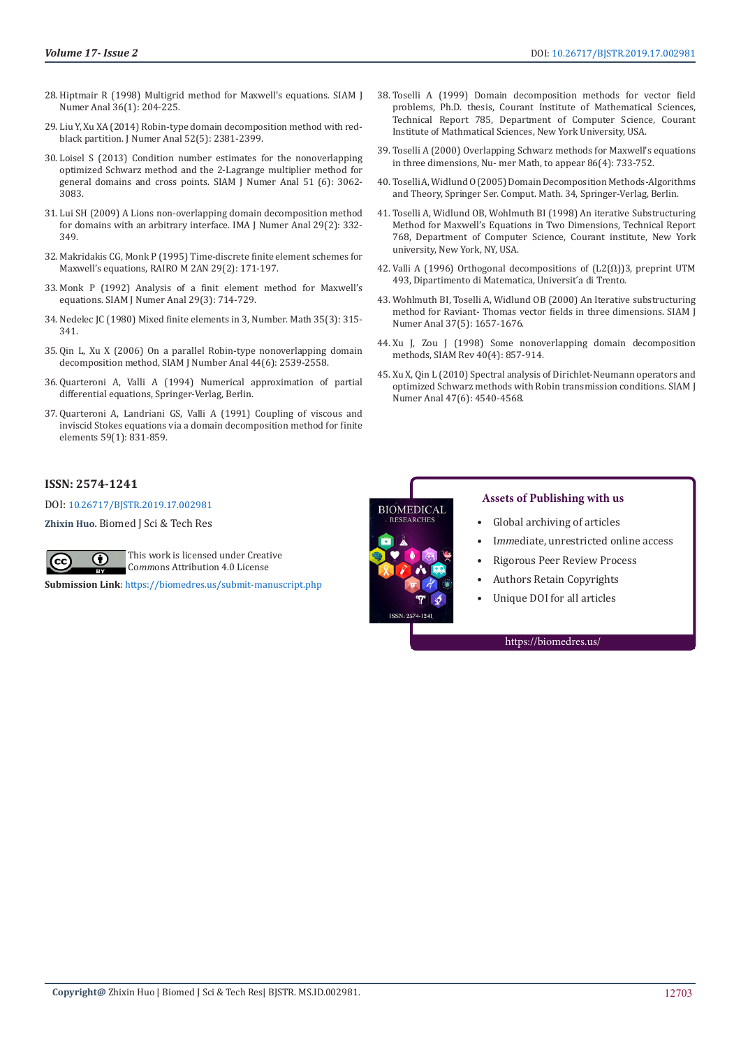28. Hiptmair R (1998) Multigrid method for Maxwell's equations. SIAM J Numer Anal 36(1): 204-225.

29. Liu Y, Xu XA (2014) Robin-type domain decomposition method with red-black partition. J Numer Anal 52(5): 2381-2399.

30. Loisel S (2013) Condition number estimates for the nonoverlapping optimized Schwarz method and the 2-Lagrange multiplier method for general domains and cross points. SIAM J Numer Anal 51 (6): 3062-3083.

31. Lui SH (2009) A Lions non-overlapping domain decomposition method for domains with an arbitrary interface. IMA J Numer Anal 29(2): 332-349.

32. Makridakis CG, Monk P (1995) Time-discrete finite element schemes for Maxwell's equations, RAIRO M 2AN 29(2): 171-197.

33. Monk P (1992) Analysis of a finit element method for Maxwell's equations. SIAM J Numer Anal 29(3): 714-729.

34. Nedelec JC (1980) Mixed finite elements in 3, Number. Math 35(3): 315-341.

35. Qin L, Xu X (2006) On a parallel Robin-type nonoverlapping domain decomposition method, SIAM J Number Anal 44(6): 2539-2558.

36. Quarteroni A, Valli A (1994) Numerical approximation of partial differential equations, Springer-Verlag, Berlin.

37. Quarteroni A, Landriani GS, Valli A (1991) Coupling of viscous and inviscid Stokes equations via a domain decomposition method for finite elements 59(1): 831-859.

38. Toselli A (1999) Domain decomposition methods for vector field problems, Ph.D. thesis, Courant Institute of Mathematical Sciences, Technical Report 785, Department of Computer Science, Courant Institute of Mathmatical Sciences, New York University, USA.

39. Toselli A (2000) Overlapping Schwarz methods for Maxwell's equations in three dimensions, Nu- mer Math, to appear 86(4): 733-752.

40. Toselli A, Widlund O (2005) Domain Decomposition Methods-Algorithms and Theory, Springer Ser. Comput. Math. 34, Springer-Verlag, Berlin.

41. Toselli A, Widlund OB, Wohlmuth BI (1998) An iterative Substructuring Method for Maxwell's Equations in Two Dimensions, Technical Report 768, Department of Computer Science, Courant institute, New York university, New York, NY, USA.

42. Valli A (1996) Orthogonal decompositions of $(L2(\Omega))3$, preprint UTM 493, Dipartimento di Matematica, Universit´a di Trento.

43. Wohlmuth BI, Toselli A, Widlund OB (2000) An Iterative substructuring method for Raviant- Thomas vector fields in three dimensions. SIAM J Numer Anal 37(5): 1657-1676.

44. Xu J, Zou J (1998) Some nonoverlapping domain decomposition methods, SIAM Rev 40(4): 857-914.

45. Xu X, Qin L (2010) Spectral analysis of Dirichlet-Neumann operators and optimized Schwarz methods with Robin transmission conditions. SIAM J Numer Anal 47(6): 4540-4568.

**ISSN: 2574-1241**

DOI: 10.26717/BJSTR.2019.17.002981

**Zhixin Huo.** Biomed J Sci & Tech Res

This work is licensed under Creative Commons Attribution 4.0 License

**Submission Link**: https://biomedres.us/submit-manuscript.php

**Assets of Publishing with us**

- Global archiving of articles
- Immediate, unrestricted online access
- Rigorous Peer Review Process
- Authors Retain Copyrights
- Unique DOI for all articles

https://biomedres.us/